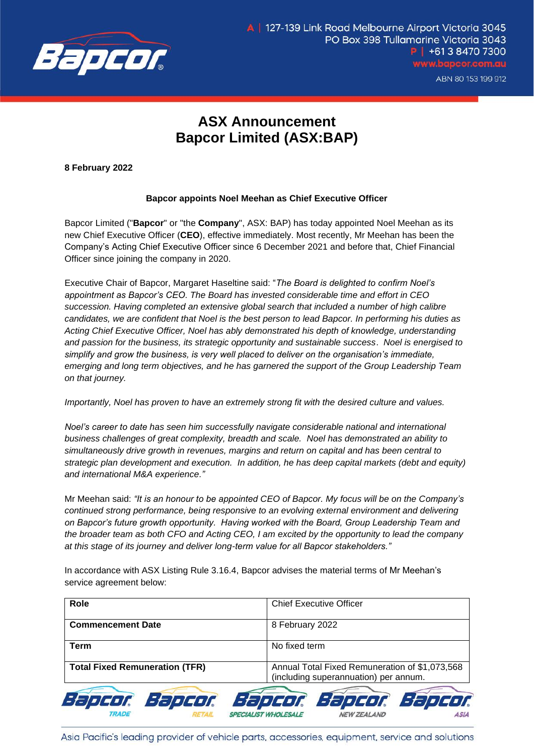# ASX Announcement
# Bapcor Limited (ASX:BAP)

**8 February 2022**

**Bapcor appoints Noel Meehan as Chief Executive Officer**

Bapcor Limited ("**Bapcor**" or "the **Company**", ASX: BAP) has today appointed Noel Meehan as its new Chief Executive Officer (**CEO**), effective immediately. Most recently, Mr Meehan has been the Company's Acting Chief Executive Officer since 6 December 2021 and before that, Chief Financial Officer since joining the company in 2020.

Executive Chair of Bapcor, Margaret Haseltine said: "*The Board is delighted to confirm Noel's appointment as Bapcor's CEO. The Board has invested considerable time and effort in CEO succession. Having completed an extensive global search that included a number of high calibre candidates, we are confident that Noel is the best person to lead Bapcor. In performing his duties as Acting Chief Executive Officer, Noel has ably demonstrated his depth of knowledge, understanding and passion for the business, its strategic opportunity and sustainable success. Noel is energised to simplify and grow the business, is very well placed to deliver on the organisation's immediate, emerging and long term objectives, and he has garnered the support of the Group Leadership Team on that journey.*

*Importantly, Noel has proven to have an extremely strong fit with the desired culture and values.*

*Noel's career to date has seen him successfully navigate considerable national and international business challenges of great complexity, breadth and scale. Noel has demonstrated an ability to simultaneously drive growth in revenues, margins and return on capital and has been central to strategic plan development and execution. In addition, he has deep capital markets (debt and equity) and international M&A experience."*

Mr Meehan said: *"It is an honour to be appointed CEO of Bapcor. My focus will be on the Company's continued strong performance, being responsive to an evolving external environment and delivering on Bapcor's future growth opportunity. Having worked with the Board, Group Leadership Team and the broader team as both CFO and Acting CEO, I am excited by the opportunity to lead the company at this stage of its journey and deliver long-term value for all Bapcor stakeholders."*

In accordance with ASX Listing Rule 3.16.4, Bapcor advises the material terms of Mr Meehan's service agreement below:

| **Role** | Chief Executive Officer |
|---|---|
| **Commencement Date** | 8 February 2022 |
| **Term** | No fixed term |
| **Total Fixed Remuneration (TFR)** | Annual Total Fixed Remuneration of $1,073,568 (including superannuation) per annum. |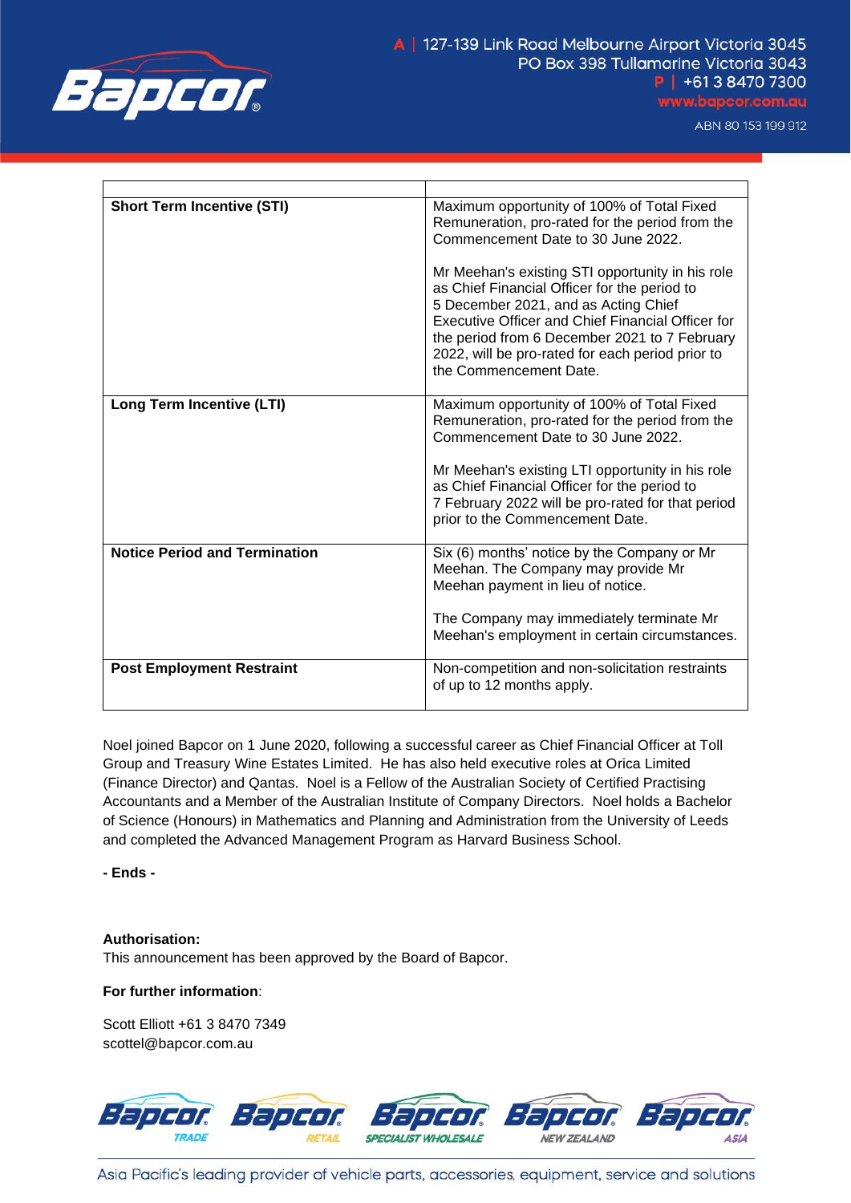| | |
|---|---|
| **Short Term Incentive (STI)** | Maximum opportunity of 100% of Total Fixed Remuneration, pro-rated for the period from the Commencement Date to 30 June 2022.<br><br>Mr Meehan's existing STI opportunity in his role as Chief Financial Officer for the period to 5 December 2021, and as Acting Chief Executive Officer and Chief Financial Officer for the period from 6 December 2021 to 7 February 2022, will be pro-rated for each period prior to the Commencement Date. |
| **Long Term Incentive (LTI)** | Maximum opportunity of 100% of Total Fixed Remuneration, pro-rated for the period from the Commencement Date to 30 June 2022.<br><br>Mr Meehan's existing LTI opportunity in his role as Chief Financial Officer for the period to 7 February 2022 will be pro-rated for that period prior to the Commencement Date. |
| **Notice Period and Termination** | Six (6) months' notice by the Company or Mr Meehan. The Company may provide Mr Meehan payment in lieu of notice.<br><br>The Company may immediately terminate Mr Meehan's employment in certain circumstances. |
| **Post Employment Restraint** | Non-competition and non-solicitation restraints of up to 12 months apply. |

Noel joined Bapcor on 1 June 2020, following a successful career as Chief Financial Officer at Toll Group and Treasury Wine Estates Limited. He has also held executive roles at Orica Limited (Finance Director) and Qantas. Noel is a Fellow of the Australian Society of Certified Practising Accountants and a Member of the Australian Institute of Company Directors. Noel holds a Bachelor of Science (Honours) in Mathematics and Planning and Administration from the University of Leeds and completed the Advanced Management Program as Harvard Business School.

**- Ends -**

**Authorisation:**
This announcement has been approved by the Board of Bapcor.

**For further information**:

Scott Elliott +61 3 8470 7349
scottel@bapcor.com.au